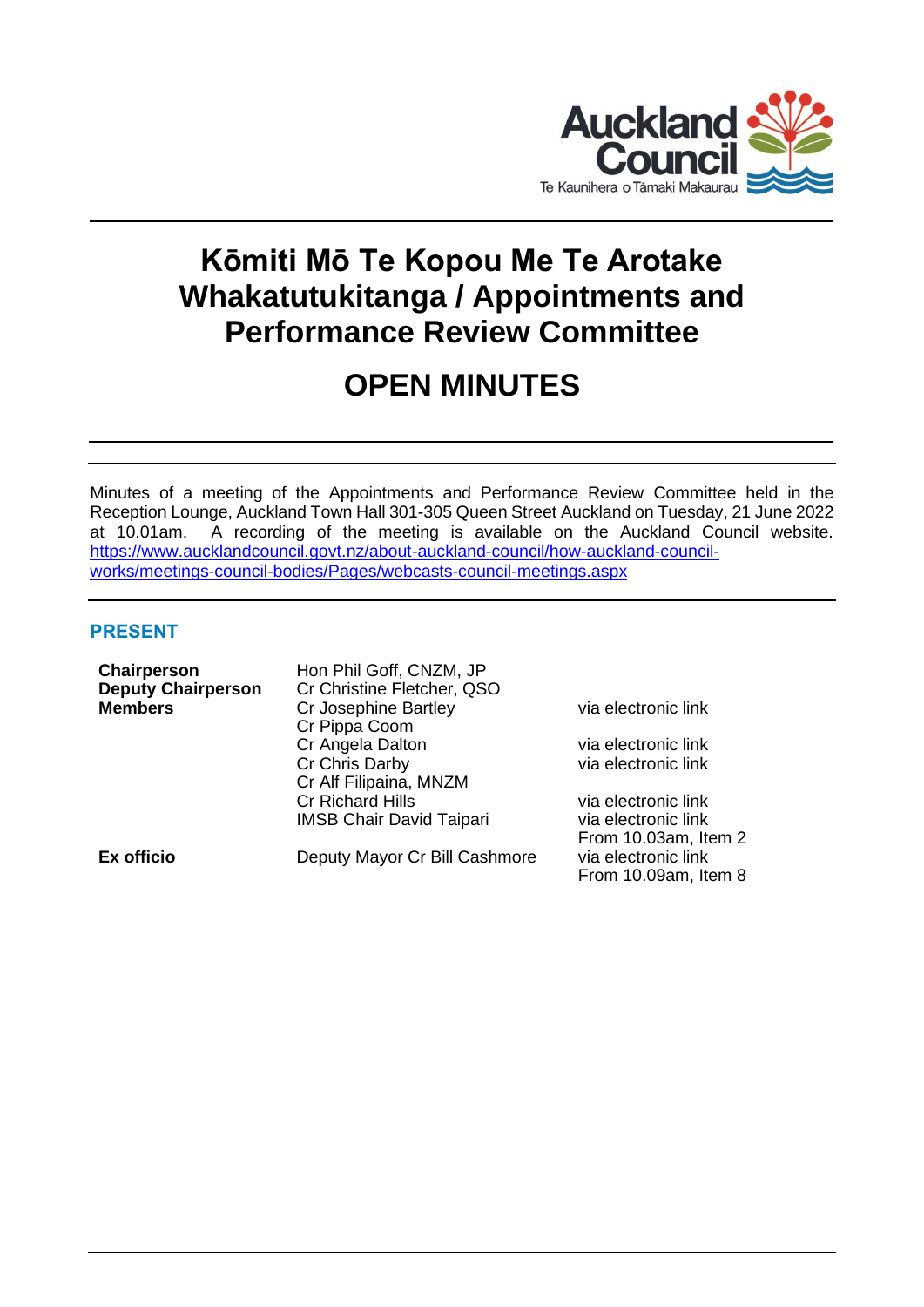# Kōmiti Mō Te Kopou Me Te Arotake Whakatutukitanga / Appointments and Performance Review Committee

# OPEN MINUTES

Minutes of a meeting of the Appointments and Performance Review Committee held in the Reception Lounge, Auckland Town Hall 301-305 Queen Street Auckland on Tuesday, 21 June 2022 at 10.01am. A recording of the meeting is available on the Auckland Council website. https://www.aucklandcouncil.govt.nz/about-auckland-council/how-auckland-council-works/meetings-council-bodies/Pages/webcasts-council-meetings.aspx

## PRESENT

| | | |
|---|---|---|
| **Chairperson** | Hon Phil Goff, CNZM, JP | |
| **Deputy Chairperson** | Cr Christine Fletcher, QSO | |
| **Members** | Cr Josephine Bartley | via electronic link |
| | Cr Pippa Coom | |
| | Cr Angela Dalton | via electronic link |
| | Cr Chris Darby | via electronic link |
| | Cr Alf Filipaina, MNZM | |
| | Cr Richard Hills | via electronic link |
| | IMSB Chair David Taipari | via electronic link<br>From 10.03am, Item 2 |
| **Ex officio** | Deputy Mayor Cr Bill Cashmore | via electronic link<br>From 10.09am, Item 8 |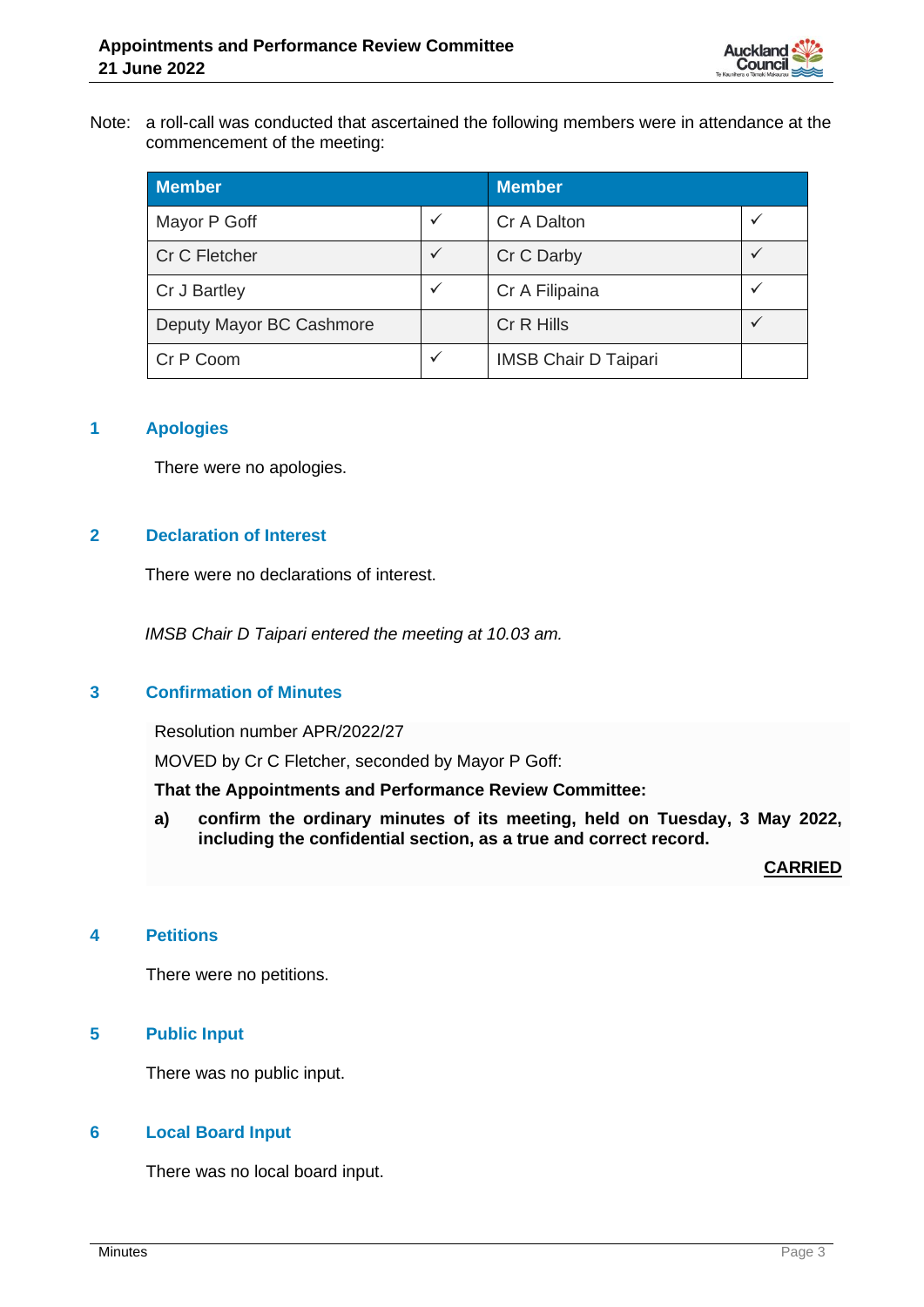Note: a roll-call was conducted that ascertained the following members were in attendance at the commencement of the meeting:

| Member | | Member | |
|---|---|---|---|
| Mayor P Goff | ✓ | Cr A Dalton | ✓ |
| Cr C Fletcher | ✓ | Cr C Darby | ✓ |
| Cr J Bartley | ✓ | Cr A Filipaina | ✓ |
| Deputy Mayor BC Cashmore | | Cr R Hills | ✓ |
| Cr P Coom | ✓ | IMSB Chair D Taipari | |

## 1 Apologies

There were no apologies.

## 2 Declaration of Interest

There were no declarations of interest.

*IMSB Chair D Taipari entered the meeting at 10.03 am.*

## 3 Confirmation of Minutes

Resolution number APR/2022/27

MOVED by Cr C Fletcher, seconded by Mayor P Goff:

**That the Appointments and Performance Review Committee:**

**a) confirm the ordinary minutes of its meeting, held on Tuesday, 3 May 2022, including the confidential section, as a true and correct record.**

**CARRIED**

## 4 Petitions

There were no petitions.

## 5 Public Input

There was no public input.

## 6 Local Board Input

There was no local board input.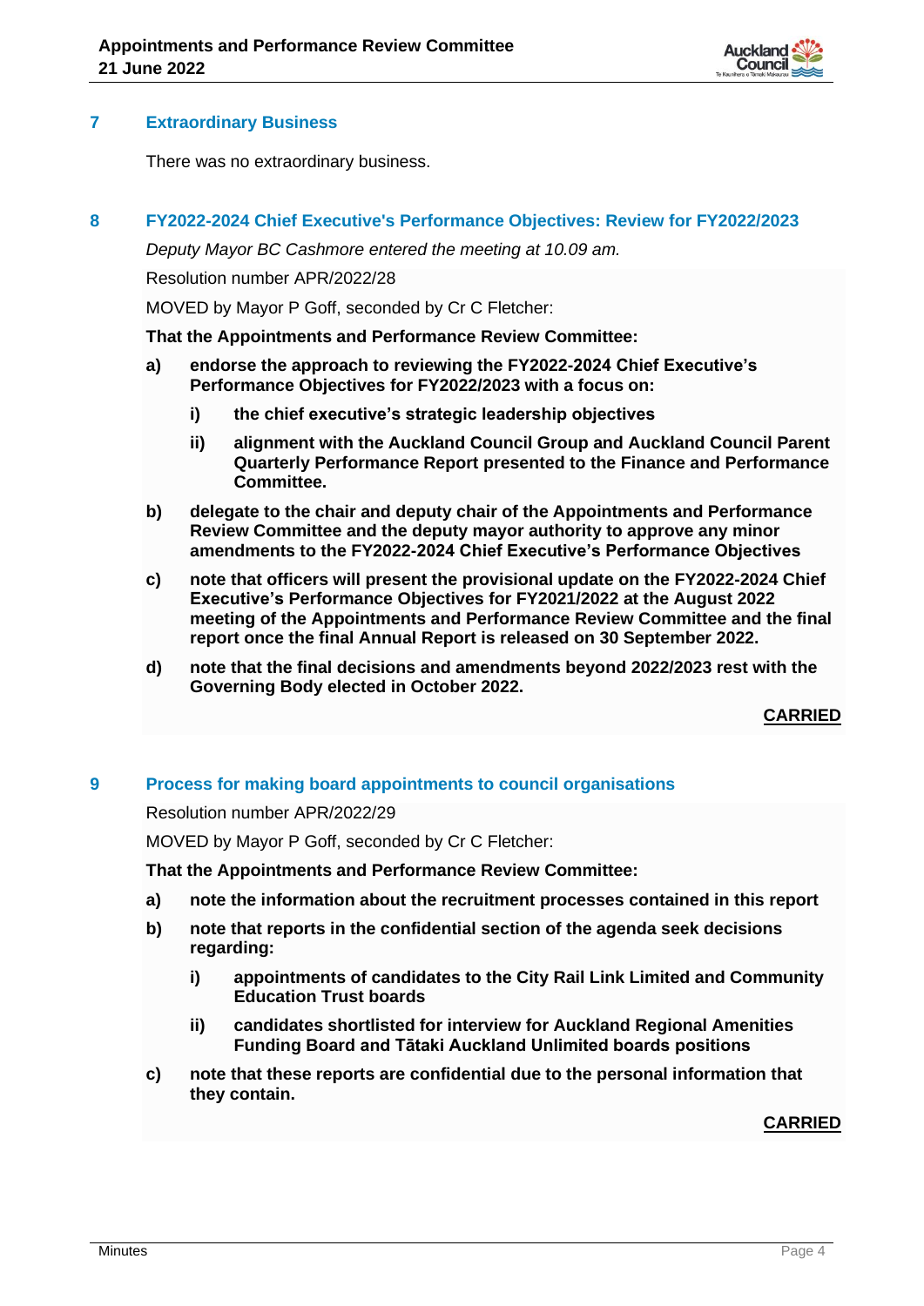## 7 Extraordinary Business

There was no extraordinary business.

## 8 FY2022-2024 Chief Executive's Performance Objectives: Review for FY2022/2023

*Deputy Mayor BC Cashmore entered the meeting at 10.09 am.*

Resolution number APR/2022/28

MOVED by Mayor P Goff, seconded by Cr C Fletcher:

**That the Appointments and Performance Review Committee:**

**a) endorse the approach to reviewing the FY2022-2024 Chief Executive's Performance Objectives for FY2022/2023 with a focus on:**

**i) the chief executive's strategic leadership objectives**

**ii) alignment with the Auckland Council Group and Auckland Council Parent Quarterly Performance Report presented to the Finance and Performance Committee.**

**b) delegate to the chair and deputy chair of the Appointments and Performance Review Committee and the deputy mayor authority to approve any minor amendments to the FY2022-2024 Chief Executive's Performance Objectives**

**c) note that officers will present the provisional update on the FY2022-2024 Chief Executive's Performance Objectives for FY2021/2022 at the August 2022 meeting of the Appointments and Performance Review Committee and the final report once the final Annual Report is released on 30 September 2022.**

**d) note that the final decisions and amendments beyond 2022/2023 rest with the Governing Body elected in October 2022.**

**CARRIED**

## 9 Process for making board appointments to council organisations

Resolution number APR/2022/29

MOVED by Mayor P Goff, seconded by Cr C Fletcher:

**That the Appointments and Performance Review Committee:**

**a) note the information about the recruitment processes contained in this report**

**b) note that reports in the confidential section of the agenda seek decisions regarding:**

**i) appointments of candidates to the City Rail Link Limited and Community Education Trust boards**

**ii) candidates shortlisted for interview for Auckland Regional Amenities Funding Board and Tātaki Auckland Unlimited boards positions**

**c) note that these reports are confidential due to the personal information that they contain.**

**CARRIED**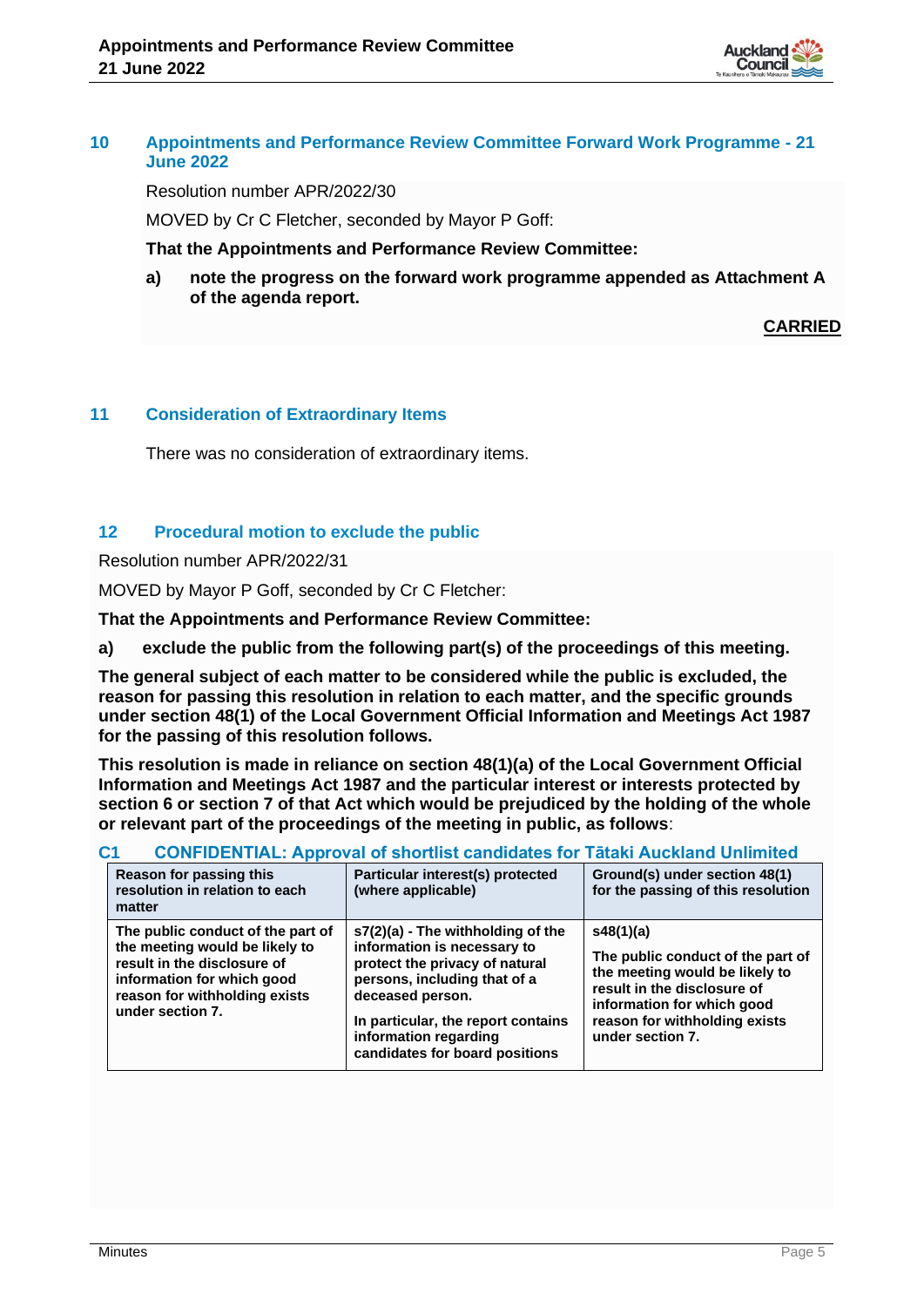## 10 Appointments and Performance Review Committee Forward Work Programme - 21 June 2022

Resolution number APR/2022/30

MOVED by Cr C Fletcher, seconded by Mayor P Goff:

**That the Appointments and Performance Review Committee:**

**a) note the progress on the forward work programme appended as Attachment A of the agenda report.**

**CARRIED**

## 11 Consideration of Extraordinary Items

There was no consideration of extraordinary items.

## 12 Procedural motion to exclude the public

Resolution number APR/2022/31

MOVED by Mayor P Goff, seconded by Cr C Fletcher:

**That the Appointments and Performance Review Committee:**

**a) exclude the public from the following part(s) of the proceedings of this meeting.**

**The general subject of each matter to be considered while the public is excluded, the reason for passing this resolution in relation to each matter, and the specific grounds under section 48(1) of the Local Government Official Information and Meetings Act 1987 for the passing of this resolution follows.**

**This resolution is made in reliance on section 48(1)(a) of the Local Government Official Information and Meetings Act 1987 and the particular interest or interests protected by section 6 or section 7 of that Act which would be prejudiced by the holding of the whole or relevant part of the proceedings of the meeting in public, as follows**:

### C1 CONFIDENTIAL: Approval of shortlist candidates for Tātaki Auckland Unlimited

| Reason for passing this resolution in relation to each matter | Particular interest(s) protected (where applicable) | Ground(s) under section 48(1) for the passing of this resolution |
|---|---|---|
| The public conduct of the part of the meeting would be likely to result in the disclosure of information for which good reason for withholding exists under section 7. | s7(2)(a) - The withholding of the information is necessary to protect the privacy of natural persons, including that of a deceased person.<br><br>In particular, the report contains information regarding candidates for board positions | s48(1)(a)<br><br>The public conduct of the part of the meeting would be likely to result in the disclosure of information for which good reason for withholding exists under section 7. |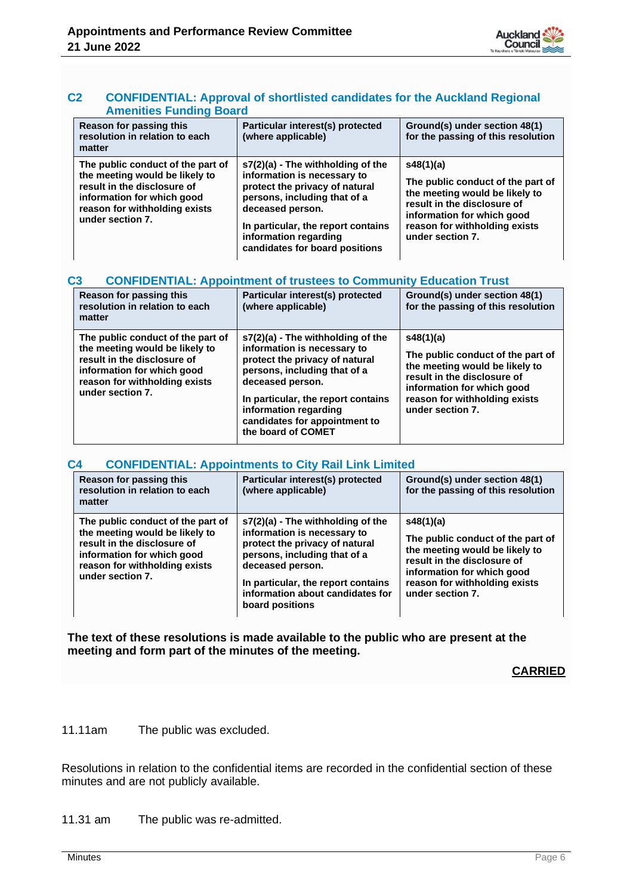### C2 CONFIDENTIAL: Approval of shortlisted candidates for the Auckland Regional Amenities Funding Board

| Reason for passing this resolution in relation to each matter | Particular interest(s) protected (where applicable) | Ground(s) under section 48(1) for the passing of this resolution |
|---|---|---|
| The public conduct of the part of the meeting would be likely to result in the disclosure of information for which good reason for withholding exists under section 7. | s7(2)(a) - The withholding of the information is necessary to protect the privacy of natural persons, including that of a deceased person.<br><br>In particular, the report contains information regarding candidates for board positions | s48(1)(a)<br><br>The public conduct of the part of the meeting would be likely to result in the disclosure of information for which good reason for withholding exists under section 7. |

### C3 CONFIDENTIAL: Appointment of trustees to Community Education Trust

| Reason for passing this resolution in relation to each matter | Particular interest(s) protected (where applicable) | Ground(s) under section 48(1) for the passing of this resolution |
|---|---|---|
| The public conduct of the part of the meeting would be likely to result in the disclosure of information for which good reason for withholding exists under section 7. | s7(2)(a) - The withholding of the information is necessary to protect the privacy of natural persons, including that of a deceased person.<br><br>In particular, the report contains information regarding candidates for appointment to the board of COMET | s48(1)(a)<br><br>The public conduct of the part of the meeting would be likely to result in the disclosure of information for which good reason for withholding exists under section 7. |

### C4 CONFIDENTIAL: Appointments to City Rail Link Limited

| Reason for passing this resolution in relation to each matter | Particular interest(s) protected (where applicable) | Ground(s) under section 48(1) for the passing of this resolution |
|---|---|---|
| The public conduct of the part of the meeting would be likely to result in the disclosure of information for which good reason for withholding exists under section 7. | s7(2)(a) - The withholding of the information is necessary to protect the privacy of natural persons, including that of a deceased person.<br><br>In particular, the report contains information about candidates for board positions | s48(1)(a)<br><br>The public conduct of the part of the meeting would be likely to result in the disclosure of information for which good reason for withholding exists under section 7. |

**The text of these resolutions is made available to the public who are present at the meeting and form part of the minutes of the meeting.**

**CARRIED**

11.11am The public was excluded.

Resolutions in relation to the confidential items are recorded in the confidential section of these minutes and are not publicly available.

11.31 am The public was re-admitted.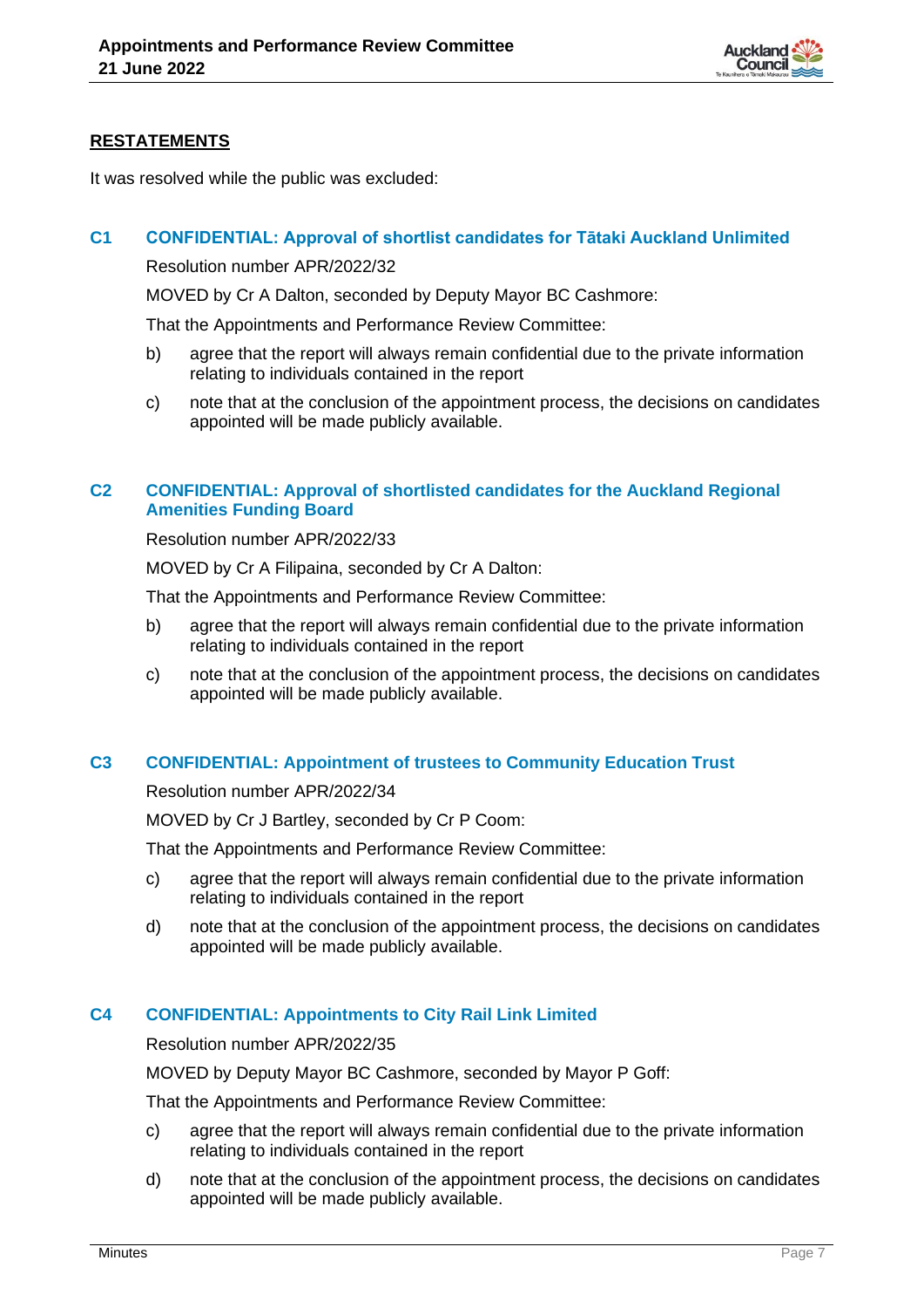## RESTATEMENTS

It was resolved while the public was excluded:

### C1 CONFIDENTIAL: Approval of shortlist candidates for Tātaki Auckland Unlimited

Resolution number APR/2022/32

MOVED by Cr A Dalton, seconded by Deputy Mayor BC Cashmore:

That the Appointments and Performance Review Committee:

b) agree that the report will always remain confidential due to the private information relating to individuals contained in the report

c) note that at the conclusion of the appointment process, the decisions on candidates appointed will be made publicly available.

### C2 CONFIDENTIAL: Approval of shortlisted candidates for the Auckland Regional Amenities Funding Board

Resolution number APR/2022/33

MOVED by Cr A Filipaina, seconded by Cr A Dalton:

That the Appointments and Performance Review Committee:

b) agree that the report will always remain confidential due to the private information relating to individuals contained in the report

c) note that at the conclusion of the appointment process, the decisions on candidates appointed will be made publicly available.

### C3 CONFIDENTIAL: Appointment of trustees to Community Education Trust

Resolution number APR/2022/34

MOVED by Cr J Bartley, seconded by Cr P Coom:

That the Appointments and Performance Review Committee:

c) agree that the report will always remain confidential due to the private information relating to individuals contained in the report

d) note that at the conclusion of the appointment process, the decisions on candidates appointed will be made publicly available.

### C4 CONFIDENTIAL: Appointments to City Rail Link Limited

Resolution number APR/2022/35

MOVED by Deputy Mayor BC Cashmore, seconded by Mayor P Goff:

That the Appointments and Performance Review Committee:

c) agree that the report will always remain confidential due to the private information relating to individuals contained in the report

d) note that at the conclusion of the appointment process, the decisions on candidates appointed will be made publicly available.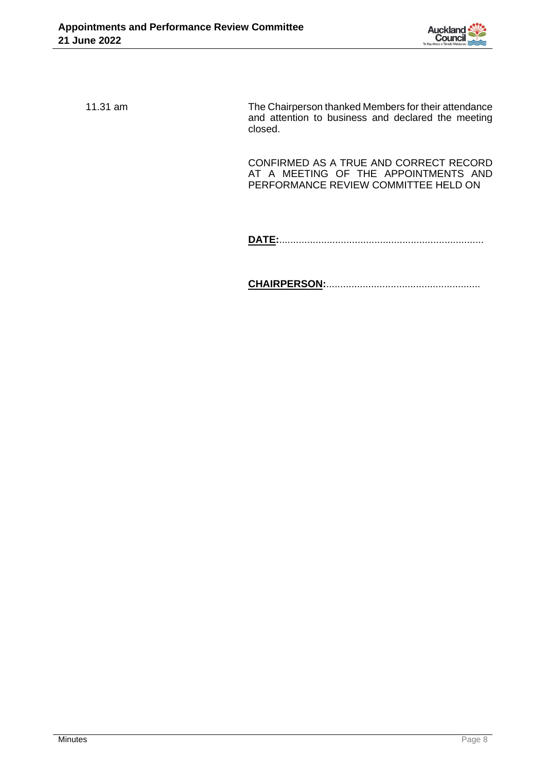11.31 am

The Chairperson thanked Members for their attendance and attention to business and declared the meeting closed.

CONFIRMED AS A TRUE AND CORRECT RECORD AT A MEETING OF THE APPOINTMENTS AND PERFORMANCE REVIEW COMMITTEE HELD ON

**DATE:**.........................................................................

**CHAIRPERSON:**.......................................................